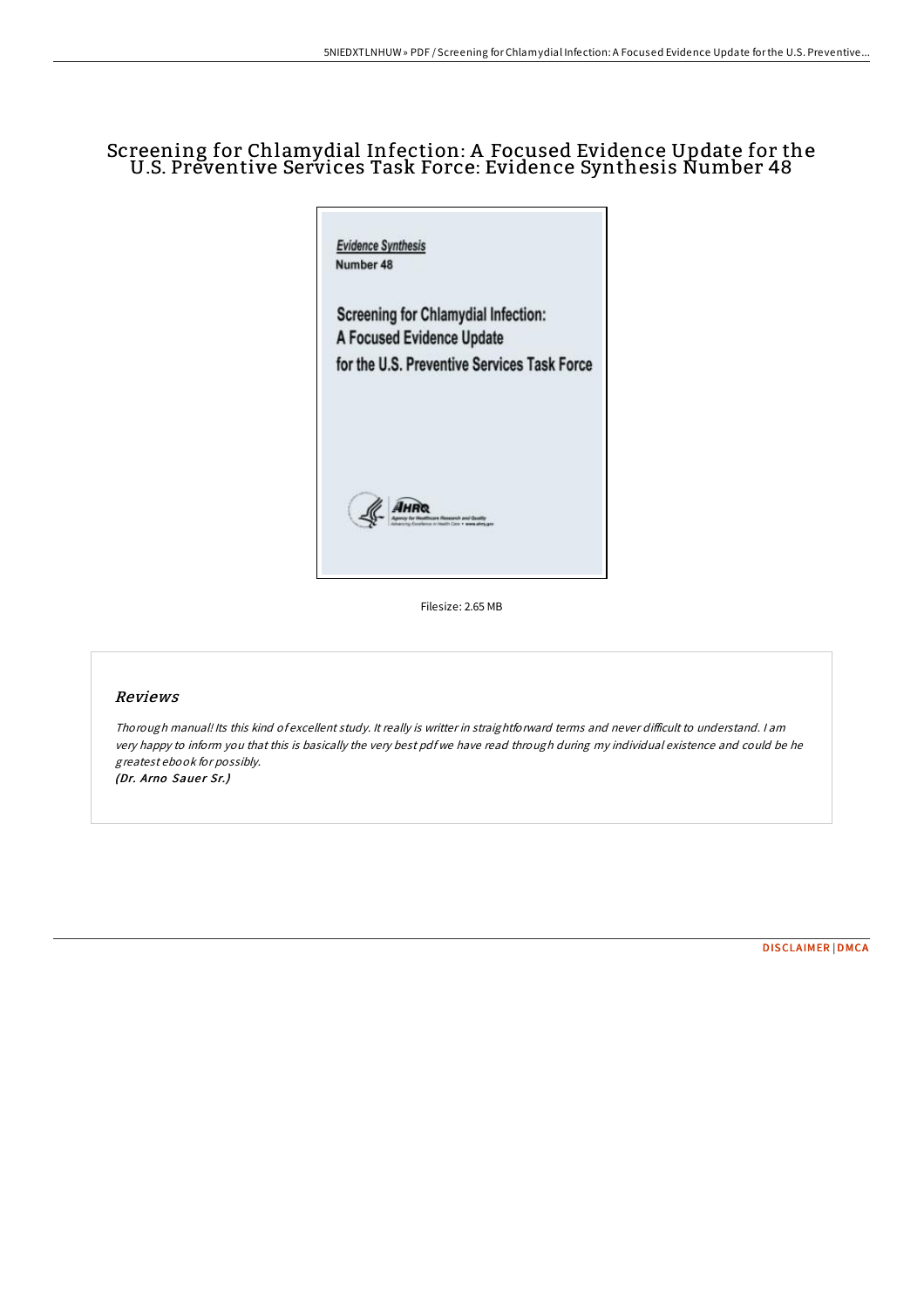# Screening for Chlamydial Infection: A Focused Evidence Update for the U.S. Preventive Services Task Force: Evidence Synthesis Number 48

Evidence Synthesis
Number 48

Screening for Chlamydial Infection:
A Focused Evidence Update
for the U.S. Preventive Services Task Force

Filesize: 2.65 MB

## Reviews

*Thorough manual! Its this kind of excellent study. It really is writter in straightforward terms and never difficult to understand. I am very happy to inform you that this is basically the very best pdf we have read through during my individual existence and could be he greatest ebook for possibly.*
*(Dr. Arno Sauer Sr.)*

DISCLAIMER | DMCA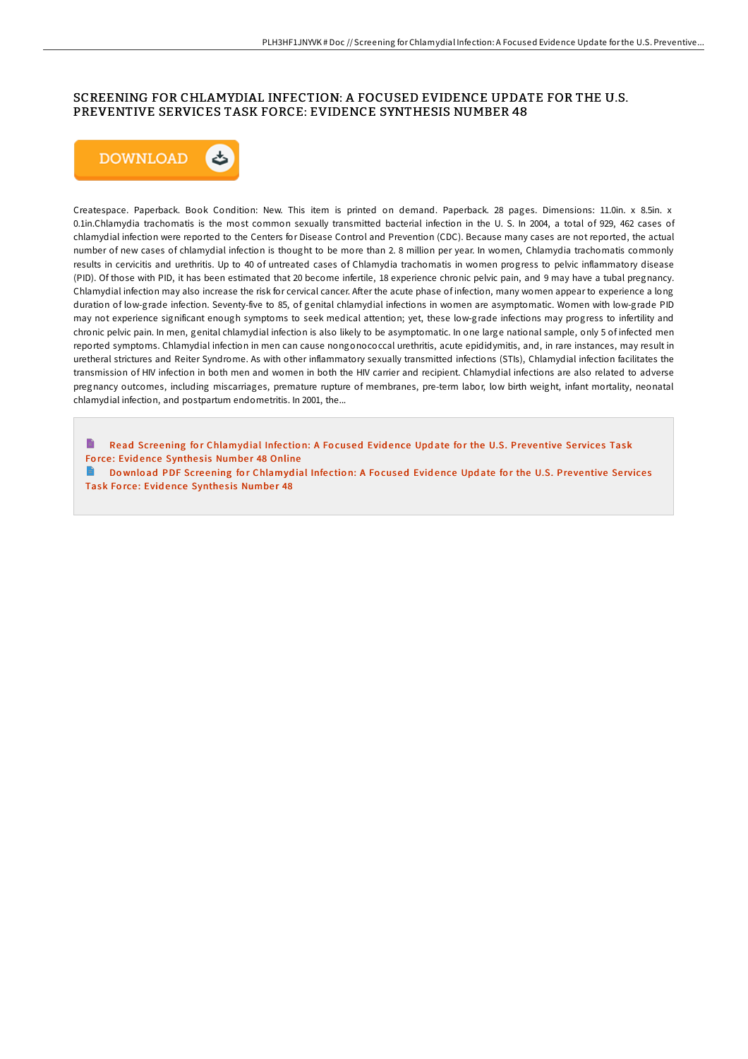# SCREENING FOR CHLAMYDIAL INFECTION: A FOCUSED EVIDENCE UPDATE FOR THE U.S. PREVENTIVE SERVICES TASK FORCE: EVIDENCE SYNTHESIS NUMBER 48

DOWNLOAD

Createspace. Paperback. Book Condition: New. This item is printed on demand. Paperback. 28 pages. Dimensions: 11.0in. x 8.5in. x 0.1in.Chlamydia trachomatis is the most common sexually transmitted bacterial infection in the U. S. In 2004, a total of 929, 462 cases of chlamydial infection were reported to the Centers for Disease Control and Prevention (CDC). Because many cases are not reported, the actual number of new cases of chlamydial infection is thought to be more than 2. 8 million per year. In women, Chlamydia trachomatis commonly results in cervicitis and urethritis. Up to 40 of untreated cases of Chlamydia trachomatis in women progress to pelvic inflammatory disease (PID). Of those with PID, it has been estimated that 20 become infertile, 18 experience chronic pelvic pain, and 9 may have a tubal pregnancy. Chlamydial infection may also increase the risk for cervical cancer. After the acute phase of infection, many women appear to experience a long duration of low-grade infection. Seventy-five to 85, of genital chlamydial infections in women are asymptomatic. Women with low-grade PID may not experience significant enough symptoms to seek medical attention; yet, these low-grade infections may progress to infertility and chronic pelvic pain. In men, genital chlamydial infection is also likely to be asymptomatic. In one large national sample, only 5 of infected men reported symptoms. Chlamydial infection in men can cause nongonococcal urethritis, acute epididymitis, and, in rare instances, may result in uretheral strictures and Reiter Syndrome. As with other inflammatory sexually transmitted infections (STIs), Chlamydial infection facilitates the transmission of HIV infection in both men and women in both the HIV carrier and recipient. Chlamydial infections are also related to adverse pregnancy outcomes, including miscarriages, premature rupture of membranes, pre-term labor, low birth weight, infant mortality, neonatal chlamydial infection, and postpartum endometritis. In 2001, the...

Read Screening for Chlamydial Infection: A Focused Evidence Update for the U.S. Preventive Services Task Force: Evidence Synthesis Number 48 Online

Download PDF Screening for Chlamydial Infection: A Focused Evidence Update for the U.S. Preventive Services Task Force: Evidence Synthesis Number 48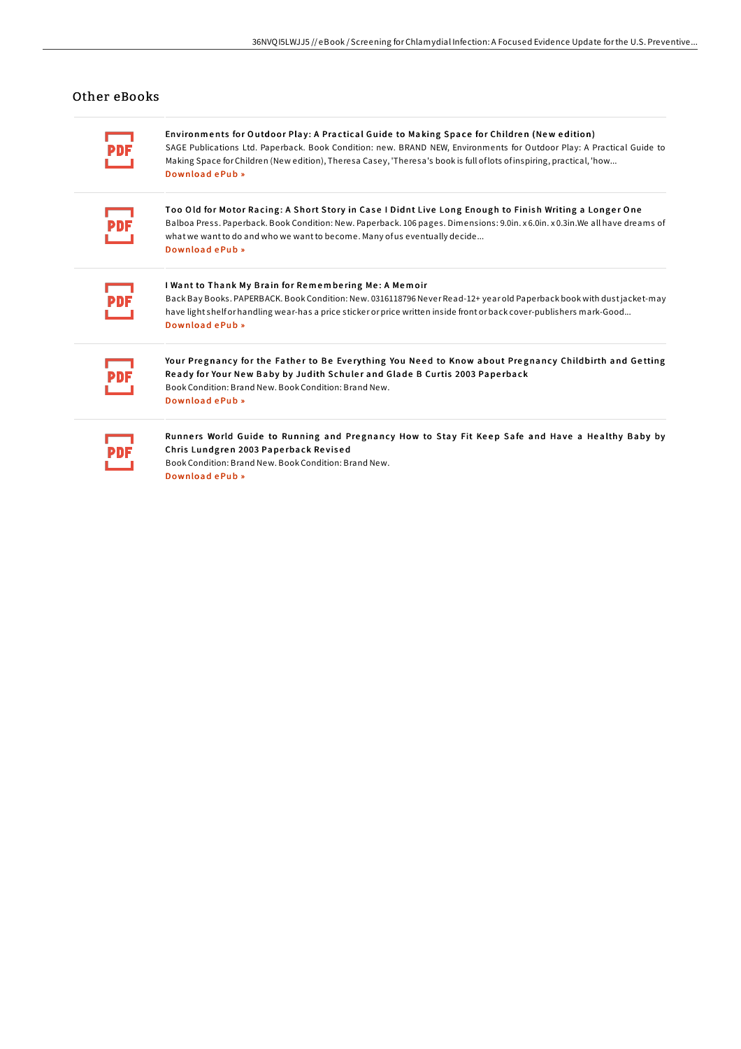## Other eBooks

**Environments for Outdoor Play: A Practical Guide to Making Space for Children (New edition)**
SAGE Publications Ltd. Paperback. Book Condition: new. BRAND NEW, Environments for Outdoor Play: A Practical Guide to Making Space for Children (New edition), Theresa Casey, 'Theresa's book is full of lots of inspiring, practical, 'how...
Download ePub »

**Too Old for Motor Racing: A Short Story in Case I Didnt Live Long Enough to Finish Writing a Longer One**
Balboa Press. Paperback. Book Condition: New. Paperback. 106 pages. Dimensions: 9.0in. x 6.0in. x 0.3in.We all have dreams of what we want to do and who we want to become. Many of us eventually decide...
Download ePub »

**I Want to Thank My Brain for Remembering Me: A Memoir**
Back Bay Books. PAPERBACK. Book Condition: New. 0316118796 Never Read-12+ year old Paperback book with dust jacket-may have light shelf or handling wear-has a price sticker or price written inside front or back cover-publishers mark-Good...
Download ePub »

**Your Pregnancy for the Father to Be Everything You Need to Know about Pregnancy Childbirth and Getting Ready for Your New Baby by Judith Schuler and Glade B Curtis 2003 Paperback**
Book Condition: Brand New. Book Condition: Brand New.
Download ePub »

**Runners World Guide to Running and Pregnancy How to Stay Fit Keep Safe and Have a Healthy Baby by Chris Lundgren 2003 Paperback Revised**
Book Condition: Brand New. Book Condition: Brand New.
Download ePub »